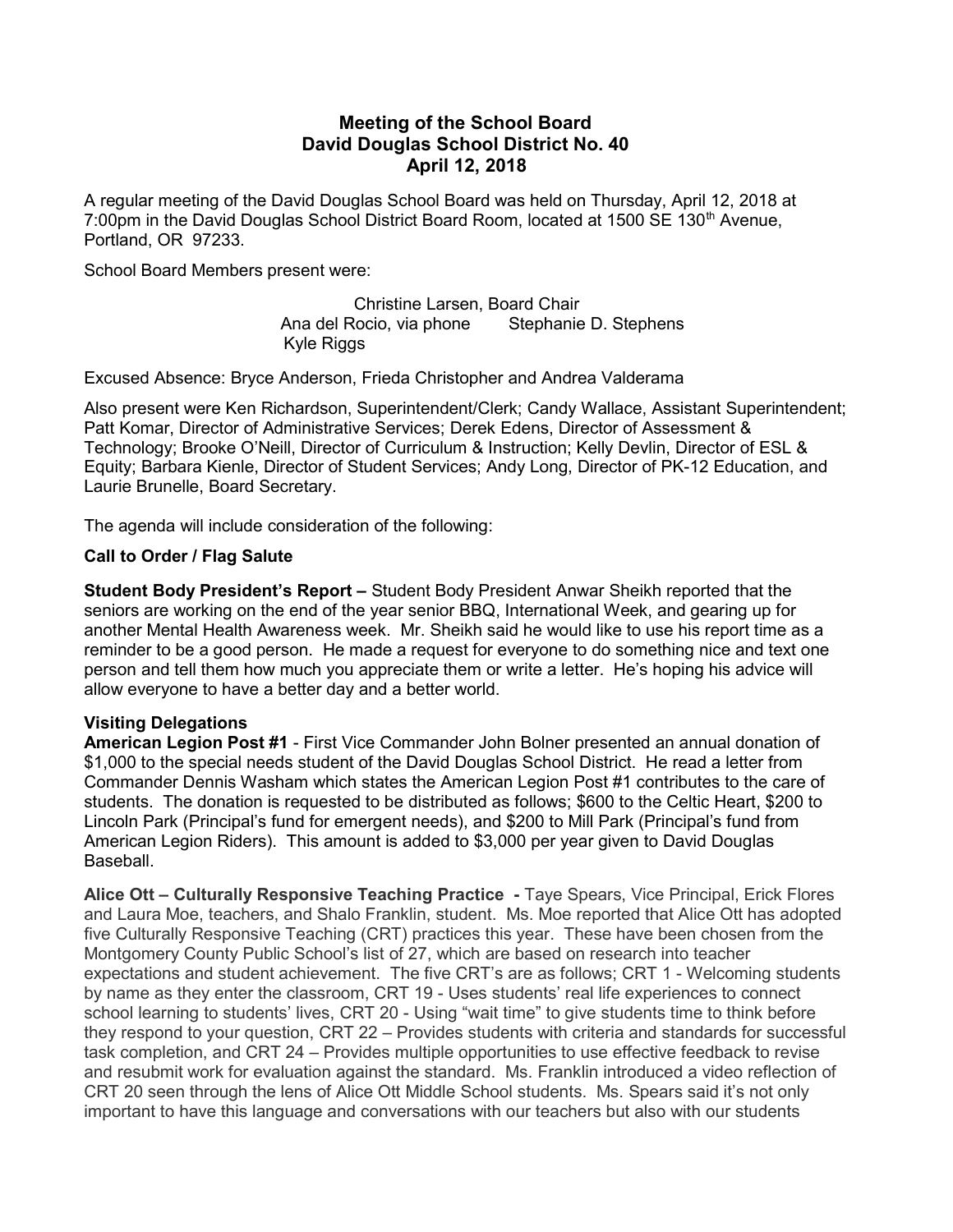# Meeting of the School Board
# David Douglas School District No. 40
# April 12, 2018

A regular meeting of the David Douglas School Board was held on Thursday, April 12, 2018 at 7:00pm in the David Douglas School District Board Room, located at 1500 SE 130th Avenue, Portland, OR 97233.

School Board Members present were:

Christine Larsen, Board Chair
Ana del Rocio, via phone
Stephanie D. Stephens
Kyle Riggs

Excused Absence: Bryce Anderson, Frieda Christopher and Andrea Valderama

Also present were Ken Richardson, Superintendent/Clerk; Candy Wallace, Assistant Superintendent; Patt Komar, Director of Administrative Services; Derek Edens, Director of Assessment & Technology; Brooke O'Neill, Director of Curriculum & Instruction; Kelly Devlin, Director of ESL & Equity; Barbara Kienle, Director of Student Services; Andy Long, Director of PK-12 Education, and Laurie Brunelle, Board Secretary.

The agenda will include consideration of the following:

**Call to Order / Flag Salute**

**Student Body President's Report –** Student Body President Anwar Sheikh reported that the seniors are working on the end of the year senior BBQ, International Week, and gearing up for another Mental Health Awareness week. Mr. Sheikh said he would like to use his report time as a reminder to be a good person. He made a request for everyone to do something nice and text one person and tell them how much you appreciate them or write a letter. He's hoping his advice will allow everyone to have a better day and a better world.

**Visiting Delegations**

**American Legion Post #1** - First Vice Commander John Bolner presented an annual donation of $1,000 to the special needs student of the David Douglas School District. He read a letter from Commander Dennis Washam which states the American Legion Post #1 contributes to the care of students. The donation is requested to be distributed as follows; $600 to the Celtic Heart, $200 to Lincoln Park (Principal's fund for emergent needs), and $200 to Mill Park (Principal's fund from American Legion Riders). This amount is added to $3,000 per year given to David Douglas Baseball.

**Alice Ott – Culturally Responsive Teaching Practice -** Taye Spears, Vice Principal, Erick Flores and Laura Moe, teachers, and Shalo Franklin, student. Ms. Moe reported that Alice Ott has adopted five Culturally Responsive Teaching (CRT) practices this year. These have been chosen from the Montgomery County Public School's list of 27, which are based on research into teacher expectations and student achievement. The five CRT's are as follows; CRT 1 - Welcoming students by name as they enter the classroom, CRT 19 - Uses students' real life experiences to connect school learning to students' lives, CRT 20 - Using "wait time" to give students time to think before they respond to your question, CRT 22 – Provides students with criteria and standards for successful task completion, and CRT 24 – Provides multiple opportunities to use effective feedback to revise and resubmit work for evaluation against the standard. Ms. Franklin introduced a video reflection of CRT 20 seen through the lens of Alice Ott Middle School students. Ms. Spears said it's not only important to have this language and conversations with our teachers but also with our students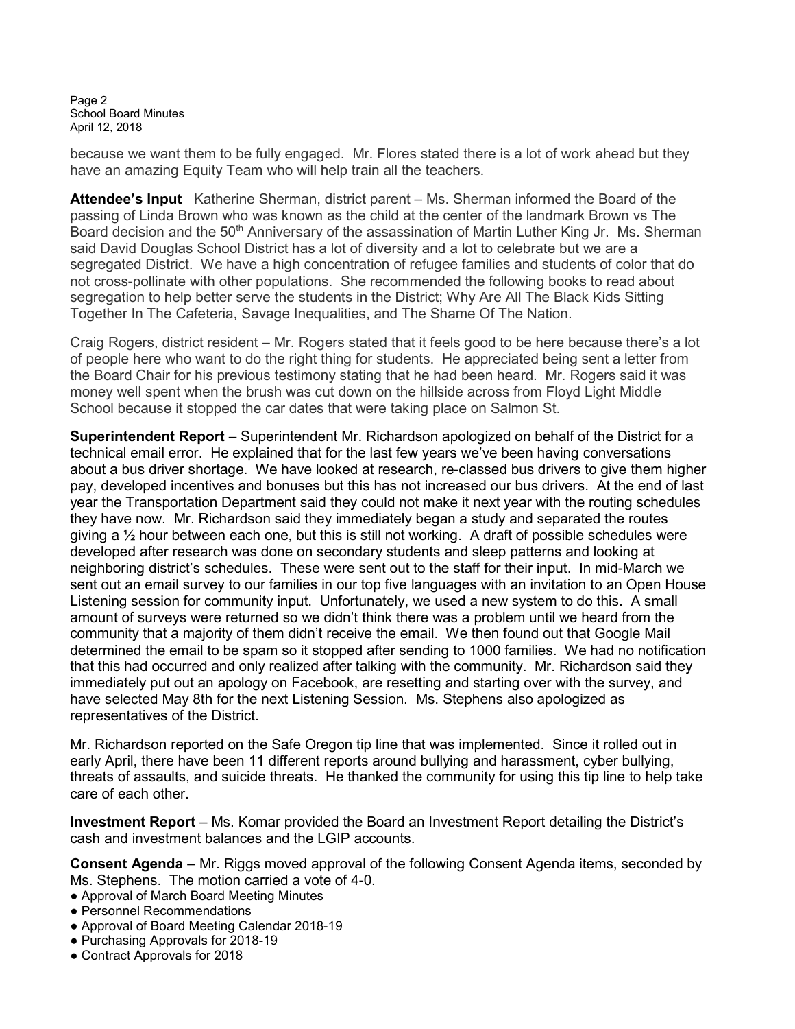because we want them to be fully engaged. Mr. Flores stated there is a lot of work ahead but they have an amazing Equity Team who will help train all the teachers.

**Attendee's Input** Katherine Sherman, district parent – Ms. Sherman informed the Board of the passing of Linda Brown who was known as the child at the center of the landmark Brown vs The Board decision and the 50th Anniversary of the assassination of Martin Luther King Jr. Ms. Sherman said David Douglas School District has a lot of diversity and a lot to celebrate but we are a segregated District. We have a high concentration of refugee families and students of color that do not cross-pollinate with other populations. She recommended the following books to read about segregation to help better serve the students in the District; Why Are All The Black Kids Sitting Together In The Cafeteria, Savage Inequalities, and The Shame Of The Nation.

Craig Rogers, district resident – Mr. Rogers stated that it feels good to be here because there's a lot of people here who want to do the right thing for students. He appreciated being sent a letter from the Board Chair for his previous testimony stating that he had been heard. Mr. Rogers said it was money well spent when the brush was cut down on the hillside across from Floyd Light Middle School because it stopped the car dates that were taking place on Salmon St.

**Superintendent Report** – Superintendent Mr. Richardson apologized on behalf of the District for a technical email error. He explained that for the last few years we've been having conversations about a bus driver shortage. We have looked at research, re-classed bus drivers to give them higher pay, developed incentives and bonuses but this has not increased our bus drivers. At the end of last year the Transportation Department said they could not make it next year with the routing schedules they have now. Mr. Richardson said they immediately began a study and separated the routes giving a ½ hour between each one, but this is still not working. A draft of possible schedules were developed after research was done on secondary students and sleep patterns and looking at neighboring district's schedules. These were sent out to the staff for their input. In mid-March we sent out an email survey to our families in our top five languages with an invitation to an Open House Listening session for community input. Unfortunately, we used a new system to do this. A small amount of surveys were returned so we didn't think there was a problem until we heard from the community that a majority of them didn't receive the email. We then found out that Google Mail determined the email to be spam so it stopped after sending to 1000 families. We had no notification that this had occurred and only realized after talking with the community. Mr. Richardson said they immediately put out an apology on Facebook, are resetting and starting over with the survey, and have selected May 8th for the next Listening Session. Ms. Stephens also apologized as representatives of the District.

Mr. Richardson reported on the Safe Oregon tip line that was implemented. Since it rolled out in early April, there have been 11 different reports around bullying and harassment, cyber bullying, threats of assaults, and suicide threats. He thanked the community for using this tip line to help take care of each other.

**Investment Report** – Ms. Komar provided the Board an Investment Report detailing the District's cash and investment balances and the LGIP accounts.

**Consent Agenda** – Mr. Riggs moved approval of the following Consent Agenda items, seconded by Ms. Stephens. The motion carried a vote of 4-0.

- Approval of March Board Meeting Minutes
- Personnel Recommendations
- Approval of Board Meeting Calendar 2018-19
- Purchasing Approvals for 2018-19
- Contract Approvals for 2018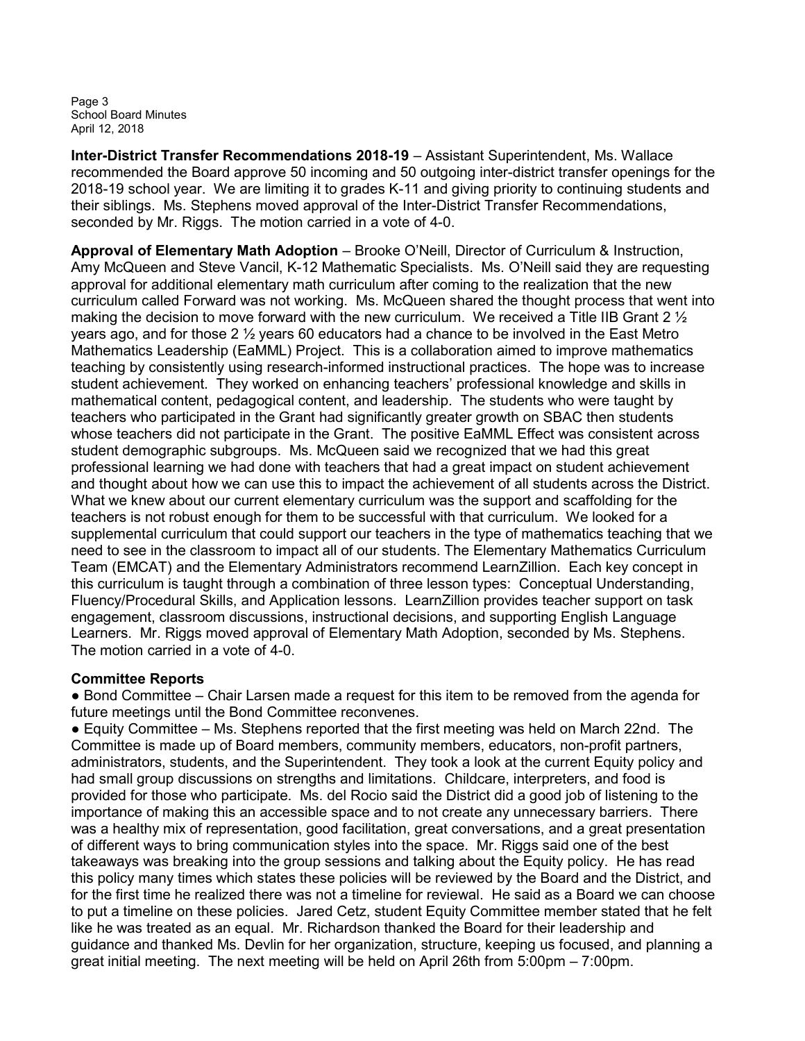**Inter-District Transfer Recommendations 2018-19** – Assistant Superintendent, Ms. Wallace recommended the Board approve 50 incoming and 50 outgoing inter-district transfer openings for the 2018-19 school year. We are limiting it to grades K-11 and giving priority to continuing students and their siblings. Ms. Stephens moved approval of the Inter-District Transfer Recommendations, seconded by Mr. Riggs. The motion carried in a vote of 4-0.

**Approval of Elementary Math Adoption** – Brooke O'Neill, Director of Curriculum & Instruction, Amy McQueen and Steve Vancil, K-12 Mathematic Specialists. Ms. O'Neill said they are requesting approval for additional elementary math curriculum after coming to the realization that the new curriculum called Forward was not working. Ms. McQueen shared the thought process that went into making the decision to move forward with the new curriculum. We received a Title IIB Grant 2 ½ years ago, and for those 2 ½ years 60 educators had a chance to be involved in the East Metro Mathematics Leadership (EaMML) Project. This is a collaboration aimed to improve mathematics teaching by consistently using research-informed instructional practices. The hope was to increase student achievement. They worked on enhancing teachers' professional knowledge and skills in mathematical content, pedagogical content, and leadership. The students who were taught by teachers who participated in the Grant had significantly greater growth on SBAC then students whose teachers did not participate in the Grant. The positive EaMML Effect was consistent across student demographic subgroups. Ms. McQueen said we recognized that we had this great professional learning we had done with teachers that had a great impact on student achievement and thought about how we can use this to impact the achievement of all students across the District. What we knew about our current elementary curriculum was the support and scaffolding for the teachers is not robust enough for them to be successful with that curriculum. We looked for a supplemental curriculum that could support our teachers in the type of mathematics teaching that we need to see in the classroom to impact all of our students. The Elementary Mathematics Curriculum Team (EMCAT) and the Elementary Administrators recommend LearnZillion. Each key concept in this curriculum is taught through a combination of three lesson types: Conceptual Understanding, Fluency/Procedural Skills, and Application lessons. LearnZillion provides teacher support on task engagement, classroom discussions, instructional decisions, and supporting English Language Learners. Mr. Riggs moved approval of Elementary Math Adoption, seconded by Ms. Stephens. The motion carried in a vote of 4-0.

**Committee Reports**

- Bond Committee – Chair Larsen made a request for this item to be removed from the agenda for future meetings until the Bond Committee reconvenes.
- Equity Committee – Ms. Stephens reported that the first meeting was held on March 22nd. The Committee is made up of Board members, community members, educators, non-profit partners, administrators, students, and the Superintendent. They took a look at the current Equity policy and had small group discussions on strengths and limitations. Childcare, interpreters, and food is provided for those who participate. Ms. del Rocio said the District did a good job of listening to the importance of making this an accessible space and to not create any unnecessary barriers. There was a healthy mix of representation, good facilitation, great conversations, and a great presentation of different ways to bring communication styles into the space. Mr. Riggs said one of the best takeaways was breaking into the group sessions and talking about the Equity policy. He has read this policy many times which states these policies will be reviewed by the Board and the District, and for the first time he realized there was not a timeline for reviewal. He said as a Board we can choose to put a timeline on these policies. Jared Cetz, student Equity Committee member stated that he felt like he was treated as an equal. Mr. Richardson thanked the Board for their leadership and guidance and thanked Ms. Devlin for her organization, structure, keeping us focused, and planning a great initial meeting. The next meeting will be held on April 26th from 5:00pm – 7:00pm.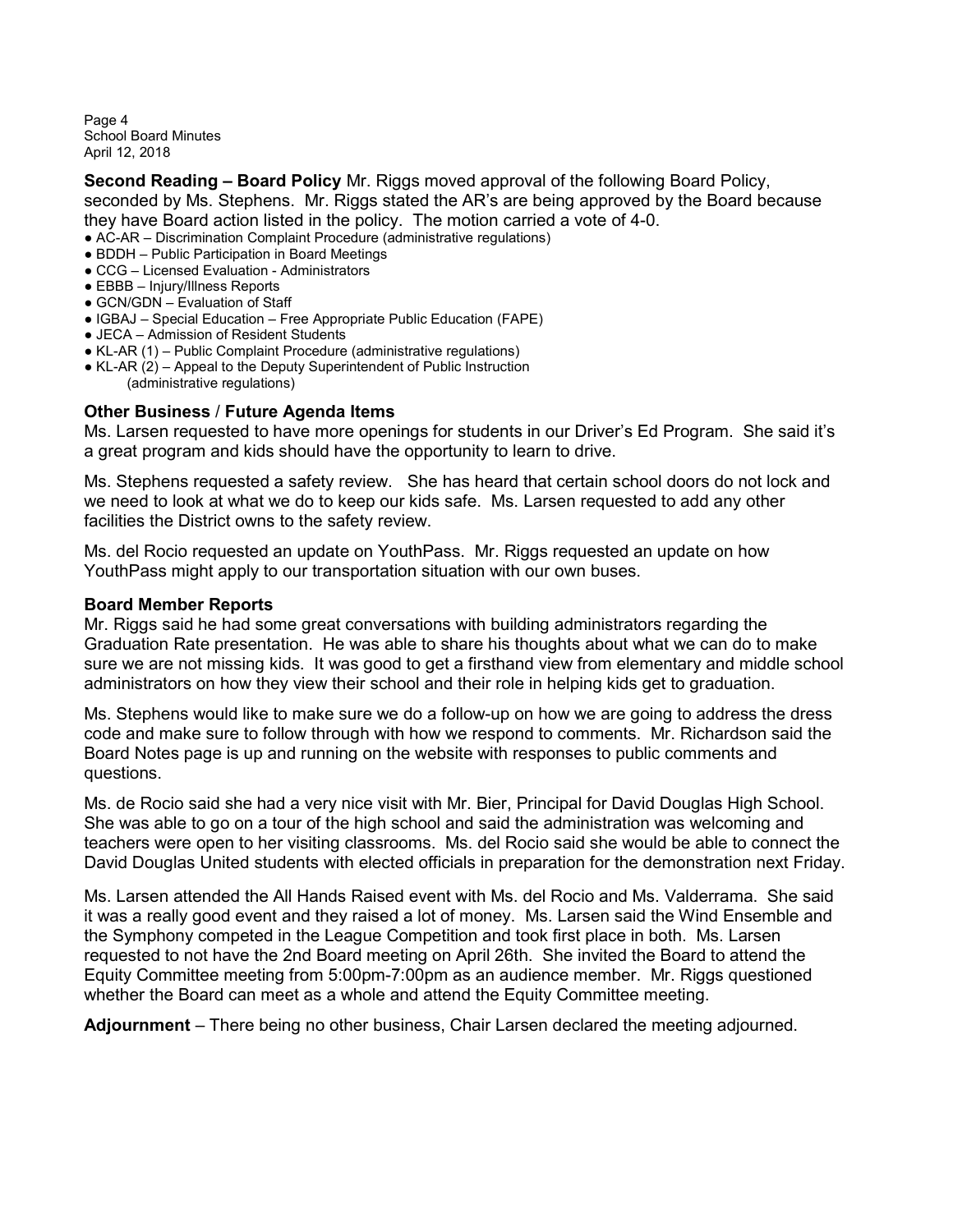**Second Reading – Board Policy** Mr. Riggs moved approval of the following Board Policy, seconded by Ms. Stephens. Mr. Riggs stated the AR's are being approved by the Board because they have Board action listed in the policy. The motion carried a vote of 4-0.

- AC-AR – Discrimination Complaint Procedure (administrative regulations)
- BDDH – Public Participation in Board Meetings
- CCG – Licensed Evaluation - Administrators
- EBBB – Injury/Illness Reports
- GCN/GDN – Evaluation of Staff
- IGBAJ – Special Education – Free Appropriate Public Education (FAPE)
- JECA – Admission of Resident Students
- KL-AR (1) – Public Complaint Procedure (administrative regulations)
- KL-AR (2) – Appeal to the Deputy Superintendent of Public Instruction (administrative regulations)

**Other Business / Future Agenda Items**

Ms. Larsen requested to have more openings for students in our Driver's Ed Program. She said it's a great program and kids should have the opportunity to learn to drive.

Ms. Stephens requested a safety review. She has heard that certain school doors do not lock and we need to look at what we do to keep our kids safe. Ms. Larsen requested to add any other facilities the District owns to the safety review.

Ms. del Rocio requested an update on YouthPass. Mr. Riggs requested an update on how YouthPass might apply to our transportation situation with our own buses.

**Board Member Reports**

Mr. Riggs said he had some great conversations with building administrators regarding the Graduation Rate presentation. He was able to share his thoughts about what we can do to make sure we are not missing kids. It was good to get a firsthand view from elementary and middle school administrators on how they view their school and their role in helping kids get to graduation.

Ms. Stephens would like to make sure we do a follow-up on how we are going to address the dress code and make sure to follow through with how we respond to comments. Mr. Richardson said the Board Notes page is up and running on the website with responses to public comments and questions.

Ms. de Rocio said she had a very nice visit with Mr. Bier, Principal for David Douglas High School. She was able to go on a tour of the high school and said the administration was welcoming and teachers were open to her visiting classrooms. Ms. del Rocio said she would be able to connect the David Douglas United students with elected officials in preparation for the demonstration next Friday.

Ms. Larsen attended the All Hands Raised event with Ms. del Rocio and Ms. Valderrama. She said it was a really good event and they raised a lot of money. Ms. Larsen said the Wind Ensemble and the Symphony competed in the League Competition and took first place in both. Ms. Larsen requested to not have the 2nd Board meeting on April 26th. She invited the Board to attend the Equity Committee meeting from 5:00pm-7:00pm as an audience member. Mr. Riggs questioned whether the Board can meet as a whole and attend the Equity Committee meeting.

**Adjournment** – There being no other business, Chair Larsen declared the meeting adjourned.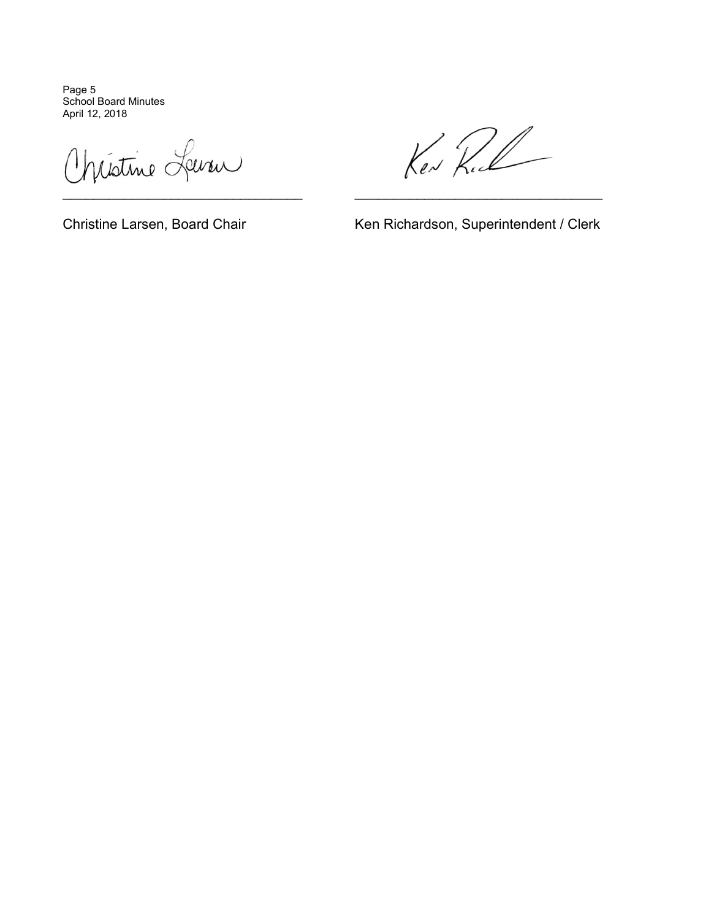Christine Larsen, Board Chair

Ken Richardson, Superintendent / Clerk